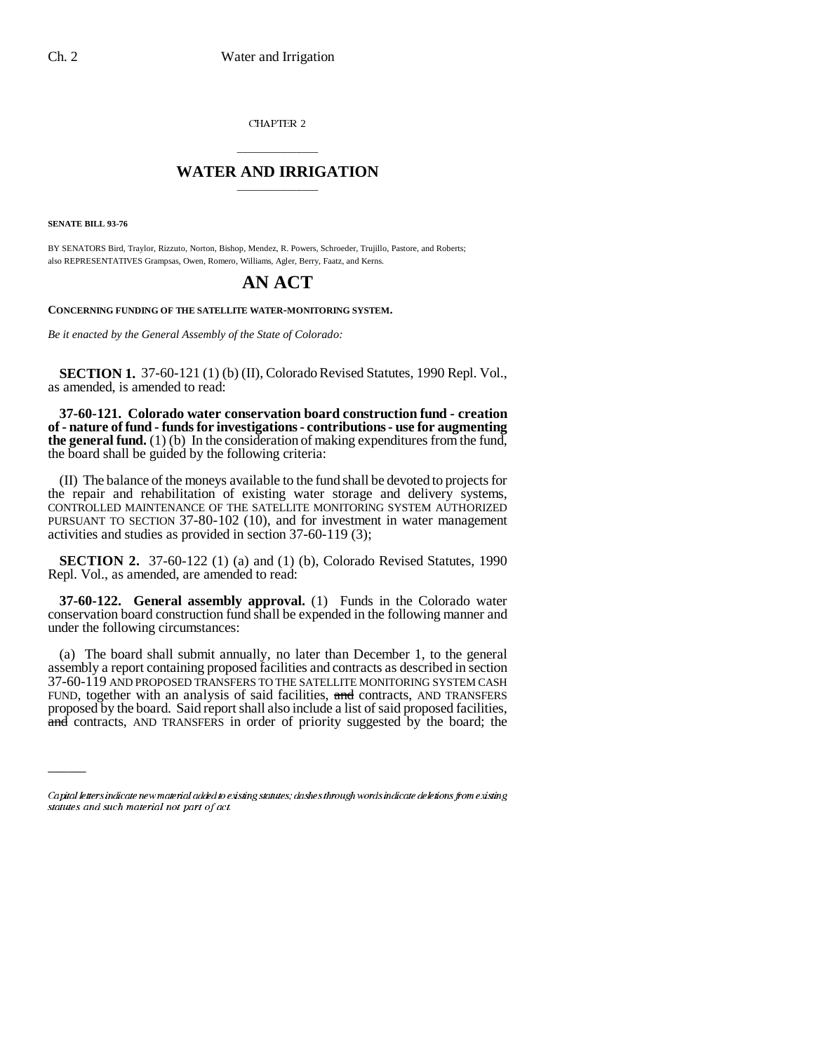CHAPTER 2

# WATER AND IRRIGATION

**SENATE BILL 93-76**

BY SENATORS Bird, Traylor, Rizzuto, Norton, Bishop, Mendez, R. Powers, Schroeder, Trujillo, Pastore, and Roberts; also REPRESENTATIVES Grampsas, Owen, Romero, Williams, Agler, Berry, Faatz, and Kerns.

# AN ACT

**CONCERNING FUNDING OF THE SATELLITE WATER-MONITORING SYSTEM.**

*Be it enacted by the General Assembly of the State of Colorado:*

**SECTION 1.** 37-60-121 (1) (b) (II), Colorado Revised Statutes, 1990 Repl. Vol., as amended, is amended to read:

**37-60-121. Colorado water conservation board construction fund - creation of - nature of fund - funds for investigations - contributions - use for augmenting the general fund.** (1) (b) In the consideration of making expenditures from the fund, the board shall be guided by the following criteria:

(II) The balance of the moneys available to the fund shall be devoted to projects for the repair and rehabilitation of existing water storage and delivery systems, CONTROLLED MAINTENANCE OF THE SATELLITE MONITORING SYSTEM AUTHORIZED PURSUANT TO SECTION 37-80-102 (10), and for investment in water management activities and studies as provided in section 37-60-119 (3);

**SECTION 2.** 37-60-122 (1) (a) and (1) (b), Colorado Revised Statutes, 1990 Repl. Vol., as amended, are amended to read:

**37-60-122. General assembly approval.** (1) Funds in the Colorado water conservation board construction fund shall be expended in the following manner and under the following circumstances:

(a) The board shall submit annually, no later than December 1, to the general assembly a report containing proposed facilities and contracts as described in section 37-60-119 AND PROPOSED TRANSFERS TO THE SATELLITE MONITORING SYSTEM CASH FUND, together with an analysis of said facilities, ~~and~~ contracts, AND TRANSFERS proposed by the board. Said report shall also include a list of said proposed facilities, ~~and~~ contracts, AND TRANSFERS in order of priority suggested by the board; the

*Capital letters indicate new material added to existing statutes; dashes through words indicate deletions from existing statutes and such material not part of act.*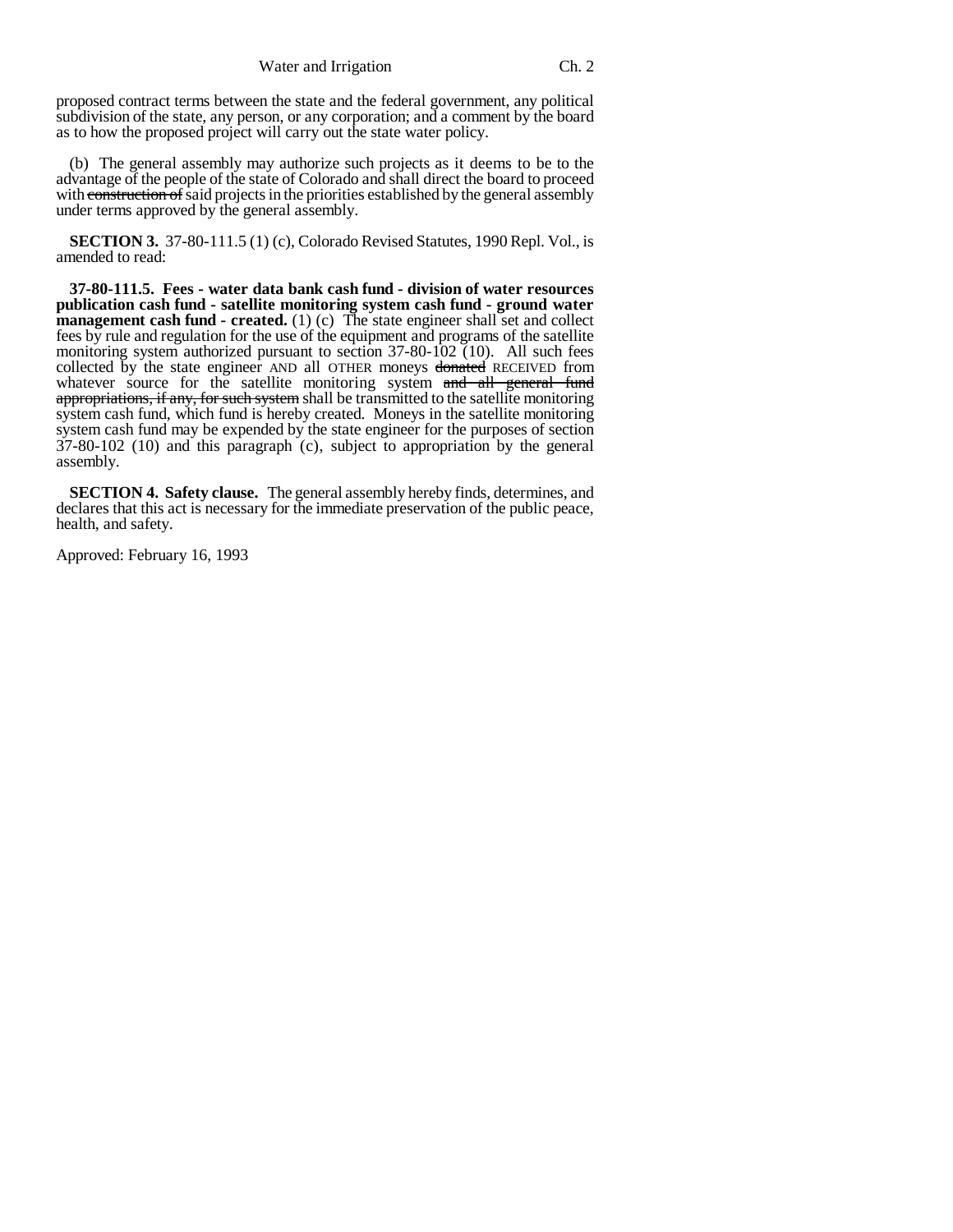proposed contract terms between the state and the federal government, any political subdivision of the state, any person, or any corporation; and a comment by the board as to how the proposed project will carry out the state water policy.

(b) The general assembly may authorize such projects as it deems to be to the advantage of the people of the state of Colorado and shall direct the board to proceed with ~~construction of~~ said projects in the priorities established by the general assembly under terms approved by the general assembly.

**SECTION 3.** 37-80-111.5 (1) (c), Colorado Revised Statutes, 1990 Repl. Vol., is amended to read:

**37-80-111.5. Fees - water data bank cash fund - division of water resources publication cash fund - satellite monitoring system cash fund - ground water management cash fund - created.** (1) (c) The state engineer shall set and collect fees by rule and regulation for the use of the equipment and programs of the satellite monitoring system authorized pursuant to section 37-80-102 (10). All such fees collected by the state engineer AND all OTHER moneys ~~donated~~ RECEIVED from whatever source for the satellite monitoring system ~~and all general fund appropriations, if any, for such system~~ shall be transmitted to the satellite monitoring system cash fund, which fund is hereby created. Moneys in the satellite monitoring system cash fund may be expended by the state engineer for the purposes of section 37-80-102 (10) and this paragraph (c), subject to appropriation by the general assembly.

**SECTION 4. Safety clause.** The general assembly hereby finds, determines, and declares that this act is necessary for the immediate preservation of the public peace, health, and safety.

Approved: February 16, 1993